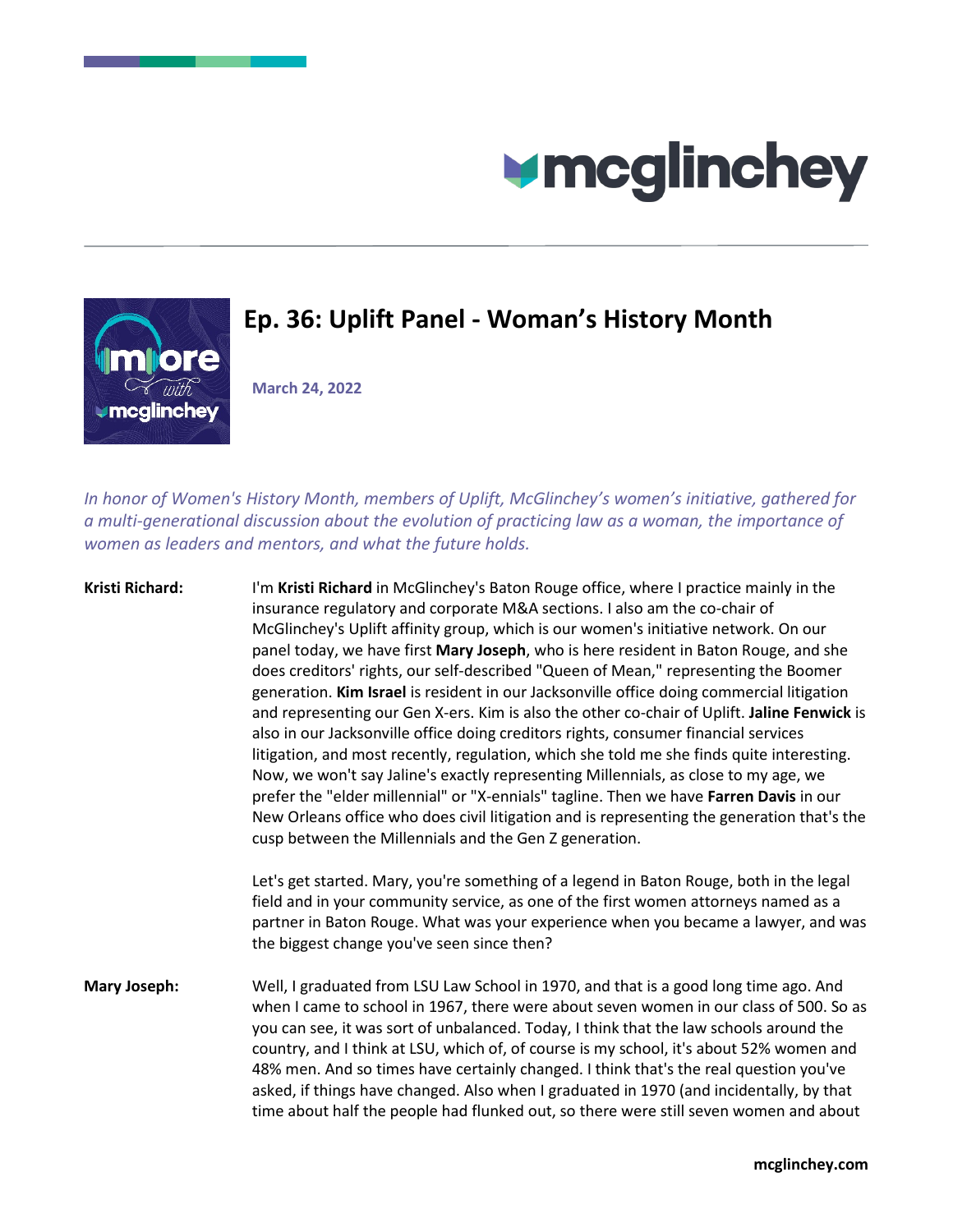# Ep. 36: Uplift Panel - Woman's History Month

**March 24, 2022**

*In honor of Women's History Month, members of Uplift, McGlinchey's women's initiative, gathered for a multi-generational discussion about the evolution of practicing law as a woman, the importance of women as leaders and mentors, and what the future holds.*

**Kristi Richard:** I'm **Kristi Richard** in McGlinchey's Baton Rouge office, where I practice mainly in the insurance regulatory and corporate M&A sections. I also am the co-chair of McGlinchey's Uplift affinity group, which is our women's initiative network. On our panel today, we have first **Mary Joseph**, who is here resident in Baton Rouge, and she does creditors' rights, our self-described "Queen of Mean," representing the Boomer generation. **Kim Israel** is resident in our Jacksonville office doing commercial litigation and representing our Gen X-ers. Kim is also the other co-chair of Uplift. **Jaline Fenwick** is also in our Jacksonville office doing creditors rights, consumer financial services litigation, and most recently, regulation, which she told me she finds quite interesting. Now, we won't say Jaline's exactly representing Millennials, as close to my age, we prefer the "elder millennial" or "X-ennials" tagline. Then we have **Farren Davis** in our New Orleans office who does civil litigation and is representing the generation that's the cusp between the Millennials and the Gen Z generation.

Let's get started. Mary, you're something of a legend in Baton Rouge, both in the legal field and in your community service, as one of the first women attorneys named as a partner in Baton Rouge. What was your experience when you became a lawyer, and was the biggest change you've seen since then?

**Mary Joseph:** Well, I graduated from LSU Law School in 1970, and that is a good long time ago. And when I came to school in 1967, there were about seven women in our class of 500. So as you can see, it was sort of unbalanced. Today, I think that the law schools around the country, and I think at LSU, which of, of course is my school, it's about 52% women and 48% men. And so times have certainly changed. I think that's the real question you've asked, if things have changed. Also when I graduated in 1970 (and incidentally, by that time about half the people had flunked out, so there were still seven women and about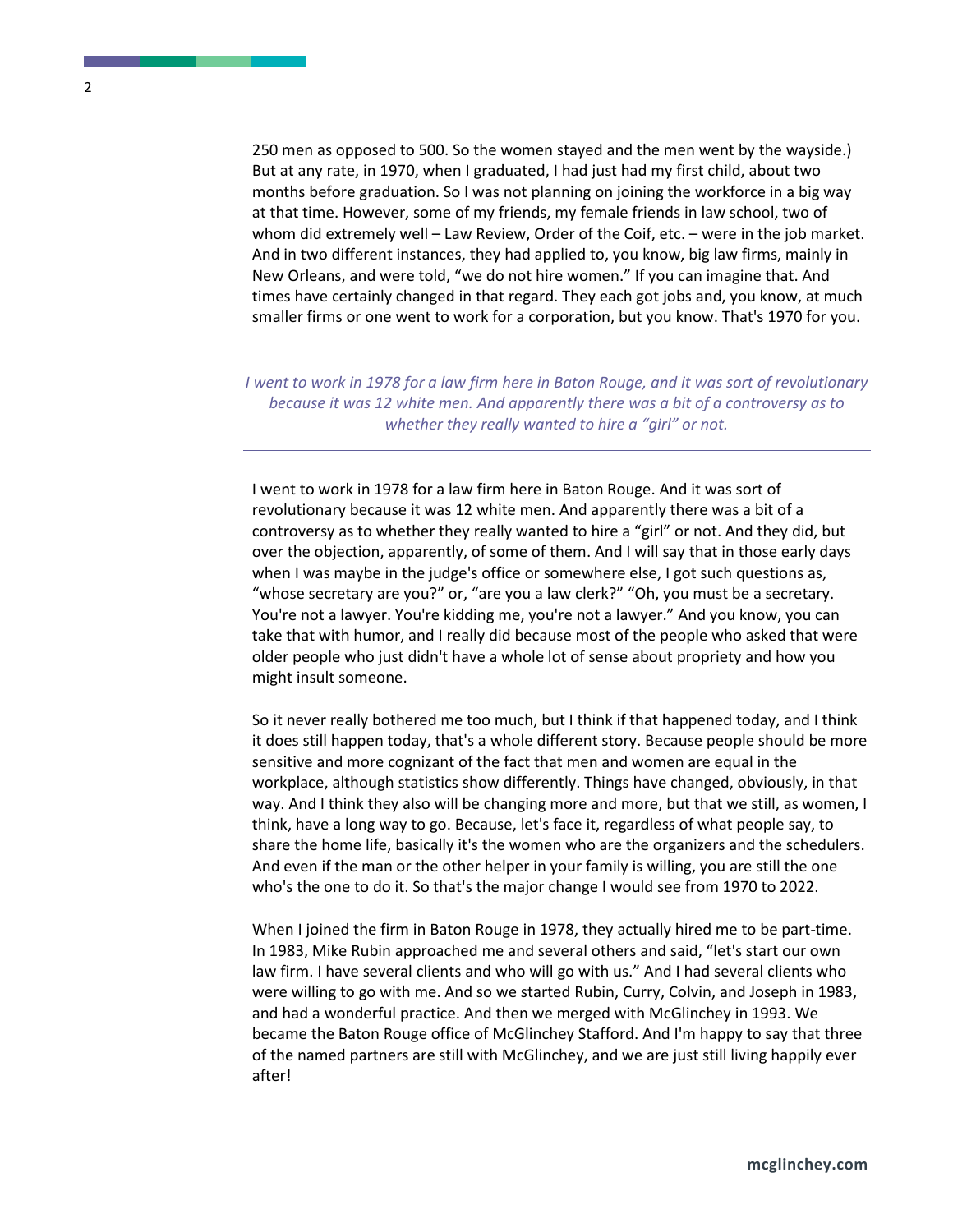250 men as opposed to 500. So the women stayed and the men went by the wayside.) But at any rate, in 1970, when I graduated, I had just had my first child, about two months before graduation. So I was not planning on joining the workforce in a big way at that time. However, some of my friends, my female friends in law school, two of whom did extremely well – Law Review, Order of the Coif, etc. – were in the job market. And in two different instances, they had applied to, you know, big law firms, mainly in New Orleans, and were told, "we do not hire women." If you can imagine that. And times have certainly changed in that regard. They each got jobs and, you know, at much smaller firms or one went to work for a corporation, but you know. That's 1970 for you.

---

*I went to work in 1978 for a law firm here in Baton Rouge, and it was sort of revolutionary because it was 12 white men. And apparently there was a bit of a controversy as to whether they really wanted to hire a "girl" or not.*

---

I went to work in 1978 for a law firm here in Baton Rouge. And it was sort of revolutionary because it was 12 white men. And apparently there was a bit of a controversy as to whether they really wanted to hire a "girl" or not. And they did, but over the objection, apparently, of some of them. And I will say that in those early days when I was maybe in the judge's office or somewhere else, I got such questions as, "whose secretary are you?" or, "are you a law clerk?" "Oh, you must be a secretary. You're not a lawyer. You're kidding me, you're not a lawyer." And you know, you can take that with humor, and I really did because most of the people who asked that were older people who just didn't have a whole lot of sense about propriety and how you might insult someone.

So it never really bothered me too much, but I think if that happened today, and I think it does still happen today, that's a whole different story. Because people should be more sensitive and more cognizant of the fact that men and women are equal in the workplace, although statistics show differently. Things have changed, obviously, in that way. And I think they also will be changing more and more, but that we still, as women, I think, have a long way to go. Because, let's face it, regardless of what people say, to share the home life, basically it's the women who are the organizers and the schedulers. And even if the man or the other helper in your family is willing, you are still the one who's the one to do it. So that's the major change I would see from 1970 to 2022.

When I joined the firm in Baton Rouge in 1978, they actually hired me to be part-time. In 1983, Mike Rubin approached me and several others and said, "let's start our own law firm. I have several clients and who will go with us." And I had several clients who were willing to go with me. And so we started Rubin, Curry, Colvin, and Joseph in 1983, and had a wonderful practice. And then we merged with McGlinchey in 1993. We became the Baton Rouge office of McGlinchey Stafford. And I'm happy to say that three of the named partners are still with McGlinchey, and we are just still living happily ever after!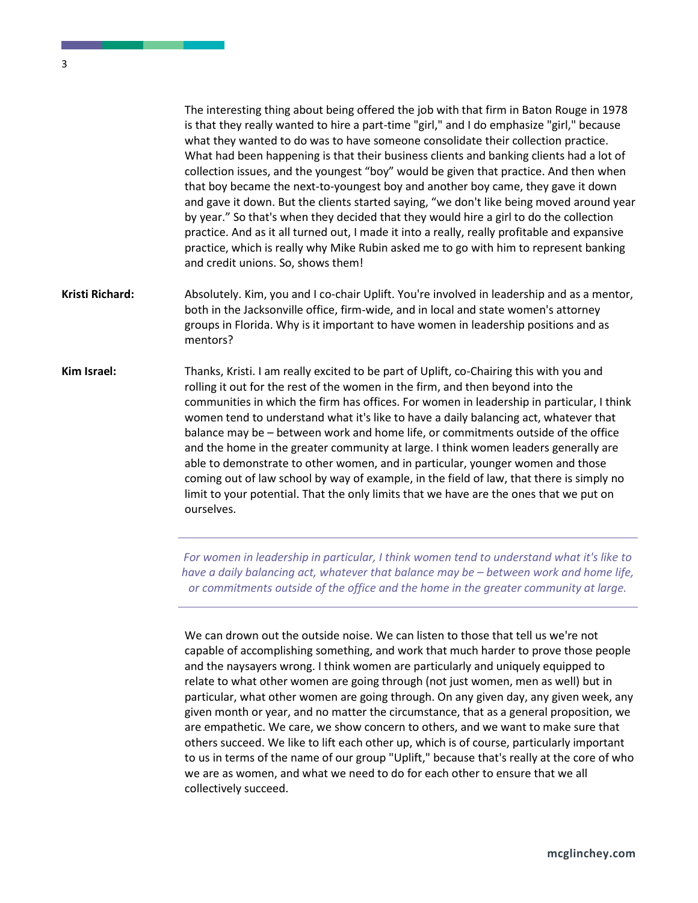The interesting thing about being offered the job with that firm in Baton Rouge in 1978 is that they really wanted to hire a part-time "girl," and I do emphasize "girl," because what they wanted to do was to have someone consolidate their collection practice. What had been happening is that their business clients and banking clients had a lot of collection issues, and the youngest "boy" would be given that practice. And then when that boy became the next-to-youngest boy and another boy came, they gave it down and gave it down. But the clients started saying, "we don't like being moved around year by year." So that's when they decided that they would hire a girl to do the collection practice. And as it all turned out, I made it into a really, really profitable and expansive practice, which is really why Mike Rubin asked me to go with him to represent banking and credit unions. So, shows them!

**Kristi Richard:** Absolutely. Kim, you and I co-chair Uplift. You're involved in leadership and as a mentor, both in the Jacksonville office, firm-wide, and in local and state women's attorney groups in Florida. Why is it important to have women in leadership positions and as mentors?

**Kim Israel:** Thanks, Kristi. I am really excited to be part of Uplift, co-Chairing this with you and rolling it out for the rest of the women in the firm, and then beyond into the communities in which the firm has offices. For women in leadership in particular, I think women tend to understand what it's like to have a daily balancing act, whatever that balance may be – between work and home life, or commitments outside of the office and the home in the greater community at large. I think women leaders generally are able to demonstrate to other women, and in particular, younger women and those coming out of law school by way of example, in the field of law, that there is simply no limit to your potential. That the only limits that we have are the ones that we put on ourselves.

---

*For women in leadership in particular, I think women tend to understand what it's like to have a daily balancing act, whatever that balance may be – between work and home life, or commitments outside of the office and the home in the greater community at large.*

---

We can drown out the outside noise. We can listen to those that tell us we're not capable of accomplishing something, and work that much harder to prove those people and the naysayers wrong. I think women are particularly and uniquely equipped to relate to what other women are going through (not just women, men as well) but in particular, what other women are going through. On any given day, any given week, any given month or year, and no matter the circumstance, that as a general proposition, we are empathetic. We care, we show concern to others, and we want to make sure that others succeed. We like to lift each other up, which is of course, particularly important to us in terms of the name of our group "Uplift," because that's really at the core of who we are as women, and what we need to do for each other to ensure that we all collectively succeed.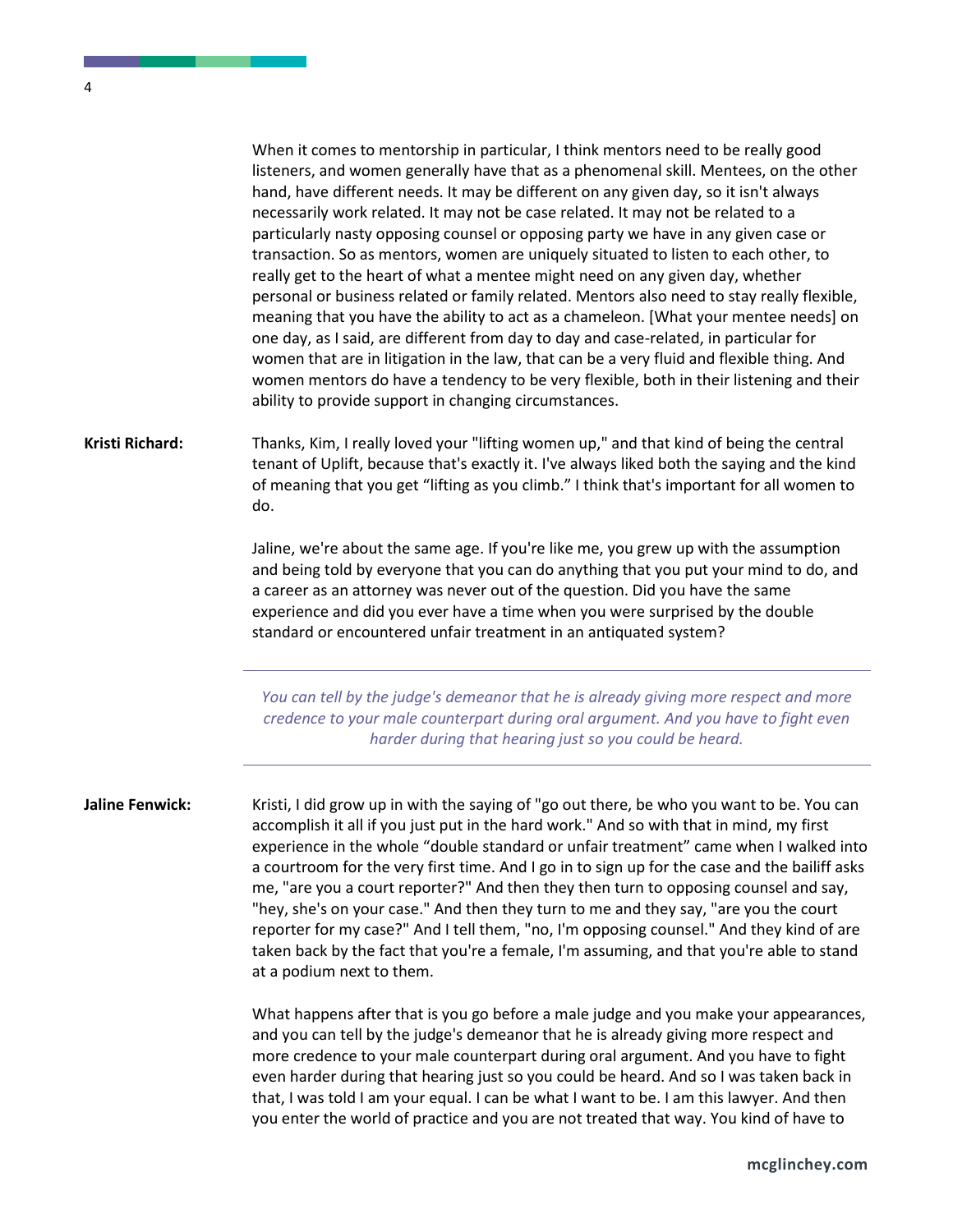When it comes to mentorship in particular, I think mentors need to be really good listeners, and women generally have that as a phenomenal skill. Mentees, on the other hand, have different needs. It may be different on any given day, so it isn't always necessarily work related. It may not be case related. It may not be related to a particularly nasty opposing counsel or opposing party we have in any given case or transaction. So as mentors, women are uniquely situated to listen to each other, to really get to the heart of what a mentee might need on any given day, whether personal or business related or family related. Mentors also need to stay really flexible, meaning that you have the ability to act as a chameleon. [What your mentee needs] on one day, as I said, are different from day to day and case-related, in particular for women that are in litigation in the law, that can be a very fluid and flexible thing. And women mentors do have a tendency to be very flexible, both in their listening and their ability to provide support in changing circumstances.

**Kristi Richard:** Thanks, Kim, I really loved your "lifting women up," and that kind of being the central tenant of Uplift, because that's exactly it. I've always liked both the saying and the kind of meaning that you get "lifting as you climb." I think that's important for all women to do.

Jaline, we're about the same age. If you're like me, you grew up with the assumption and being told by everyone that you can do anything that you put your mind to do, and a career as an attorney was never out of the question. Did you have the same experience and did you ever have a time when you were surprised by the double standard or encountered unfair treatment in an antiquated system?

---

*You can tell by the judge's demeanor that he is already giving more respect and more credence to your male counterpart during oral argument. And you have to fight even harder during that hearing just so you could be heard.*

---

**Jaline Fenwick:** Kristi, I did grow up in with the saying of "go out there, be who you want to be. You can accomplish it all if you just put in the hard work." And so with that in mind, my first experience in the whole "double standard or unfair treatment" came when I walked into a courtroom for the very first time. And I go in to sign up for the case and the bailiff asks me, "are you a court reporter?" And then they then turn to opposing counsel and say, "hey, she's on your case." And then they turn to me and they say, "are you the court reporter for my case?" And I tell them, "no, I'm opposing counsel." And they kind of are taken back by the fact that you're a female, I'm assuming, and that you're able to stand at a podium next to them.

What happens after that is you go before a male judge and you make your appearances, and you can tell by the judge's demeanor that he is already giving more respect and more credence to your male counterpart during oral argument. And you have to fight even harder during that hearing just so you could be heard. And so I was taken back in that, I was told I am your equal. I can be what I want to be. I am this lawyer. And then you enter the world of practice and you are not treated that way. You kind of have to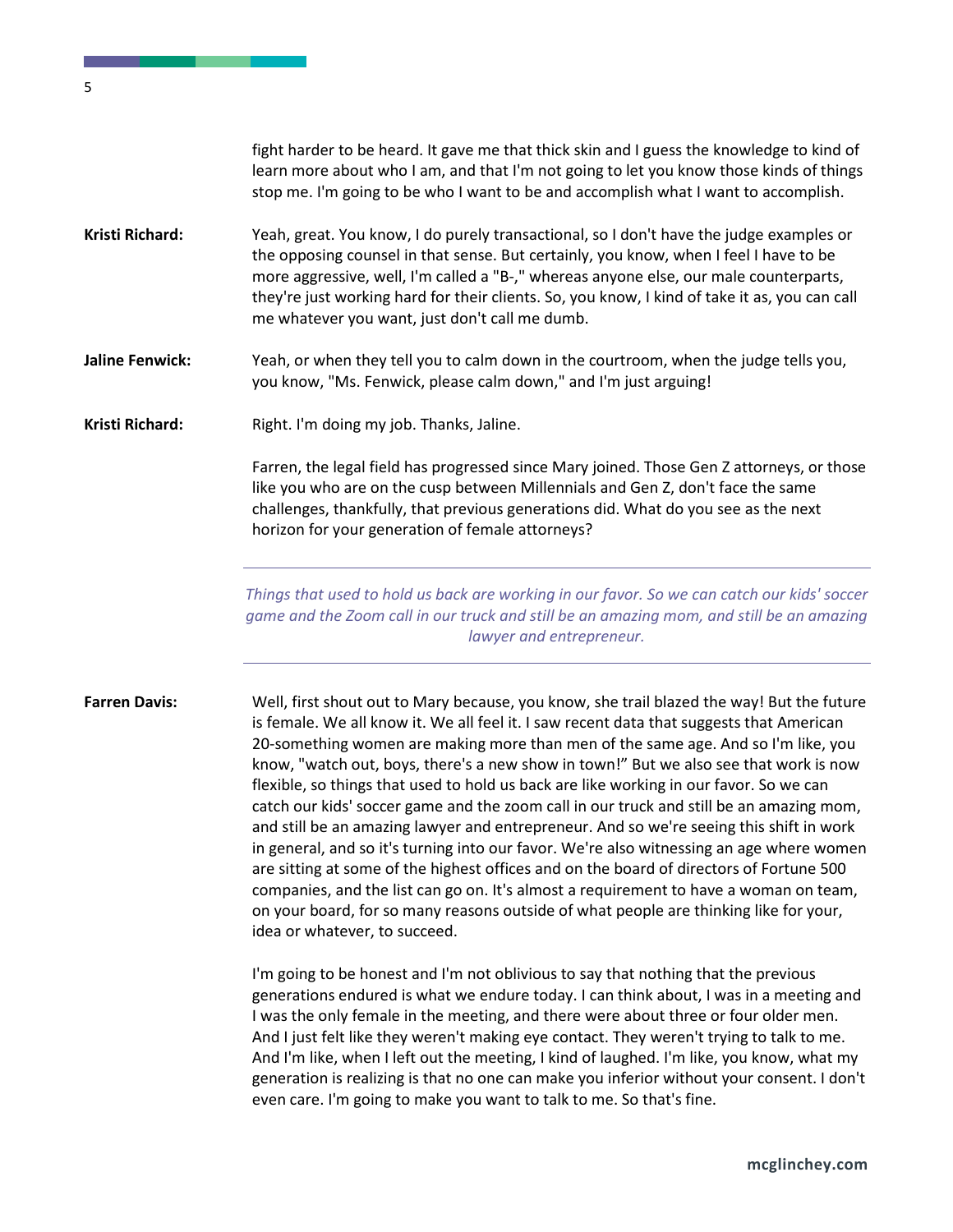fight harder to be heard. It gave me that thick skin and I guess the knowledge to kind of learn more about who I am, and that I'm not going to let you know those kinds of things stop me. I'm going to be who I want to be and accomplish what I want to accomplish.

**Kristi Richard:** Yeah, great. You know, I do purely transactional, so I don't have the judge examples or the opposing counsel in that sense. But certainly, you know, when I feel I have to be more aggressive, well, I'm called a "B-," whereas anyone else, our male counterparts, they're just working hard for their clients. So, you know, I kind of take it as, you can call me whatever you want, just don't call me dumb.

**Jaline Fenwick:** Yeah, or when they tell you to calm down in the courtroom, when the judge tells you, you know, "Ms. Fenwick, please calm down," and I'm just arguing!

**Kristi Richard:** Right. I'm doing my job. Thanks, Jaline.

Farren, the legal field has progressed since Mary joined. Those Gen Z attorneys, or those like you who are on the cusp between Millennials and Gen Z, don't face the same challenges, thankfully, that previous generations did. What do you see as the next horizon for your generation of female attorneys?

---

*Things that used to hold us back are working in our favor. So we can catch our kids' soccer game and the Zoom call in our truck and still be an amazing mom, and still be an amazing lawyer and entrepreneur.*

---

**Farren Davis:** Well, first shout out to Mary because, you know, she trail blazed the way! But the future is female. We all know it. We all feel it. I saw recent data that suggests that American 20-something women are making more than men of the same age. And so I'm like, you know, "watch out, boys, there's a new show in town!" But we also see that work is now flexible, so things that used to hold us back are like working in our favor. So we can catch our kids' soccer game and the zoom call in our truck and still be an amazing mom, and still be an amazing lawyer and entrepreneur. And so we're seeing this shift in work in general, and so it's turning into our favor. We're also witnessing an age where women are sitting at some of the highest offices and on the board of directors of Fortune 500 companies, and the list can go on. It's almost a requirement to have a woman on team, on your board, for so many reasons outside of what people are thinking like for your, idea or whatever, to succeed.

I'm going to be honest and I'm not oblivious to say that nothing that the previous generations endured is what we endure today. I can think about, I was in a meeting and I was the only female in the meeting, and there were about three or four older men. And I just felt like they weren't making eye contact. They weren't trying to talk to me. And I'm like, when I left out the meeting, I kind of laughed. I'm like, you know, what my generation is realizing is that no one can make you inferior without your consent. I don't even care. I'm going to make you want to talk to me. So that's fine.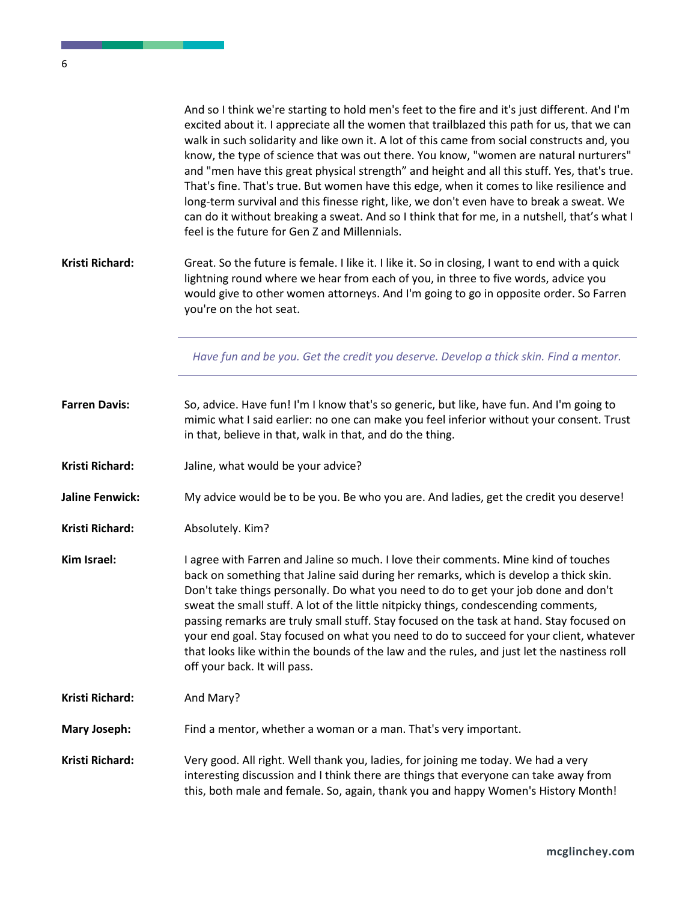And so I think we're starting to hold men's feet to the fire and it's just different. And I'm excited about it. I appreciate all the women that trailblazed this path for us, that we can walk in such solidarity and like own it. A lot of this came from social constructs and, you know, the type of science that was out there. You know, "women are natural nurturers" and "men have this great physical strength" and height and all this stuff. Yes, that's true. That's fine. That's true. But women have this edge, when it comes to like resilience and long-term survival and this finesse right, like, we don't even have to break a sweat. We can do it without breaking a sweat. And so I think that for me, in a nutshell, that's what I feel is the future for Gen Z and Millennials.

**Kristi Richard:** Great. So the future is female. I like it. I like it. So in closing, I want to end with a quick lightning round where we hear from each of you, in three to five words, advice you would give to other women attorneys. And I'm going to go in opposite order. So Farren you're on the hot seat.

---

*Have fun and be you. Get the credit you deserve. Develop a thick skin. Find a mentor.*

---

**Farren Davis:** So, advice. Have fun! I'm I know that's so generic, but like, have fun. And I'm going to mimic what I said earlier: no one can make you feel inferior without your consent. Trust in that, believe in that, walk in that, and do the thing.

**Kristi Richard:** Jaline, what would be your advice?

**Jaline Fenwick:** My advice would be to be you. Be who you are. And ladies, get the credit you deserve!

**Kristi Richard:** Absolutely. Kim?

**Kim Israel:** I agree with Farren and Jaline so much. I love their comments. Mine kind of touches back on something that Jaline said during her remarks, which is develop a thick skin. Don't take things personally. Do what you need to do to get your job done and don't sweat the small stuff. A lot of the little nitpicky things, condescending comments, passing remarks are truly small stuff. Stay focused on the task at hand. Stay focused on your end goal. Stay focused on what you need to do to succeed for your client, whatever that looks like within the bounds of the law and the rules, and just let the nastiness roll off your back. It will pass.

**Kristi Richard:** And Mary?

**Mary Joseph:** Find a mentor, whether a woman or a man. That's very important.

**Kristi Richard:** Very good. All right. Well thank you, ladies, for joining me today. We had a very interesting discussion and I think there are things that everyone can take away from this, both male and female. So, again, thank you and happy Women's History Month!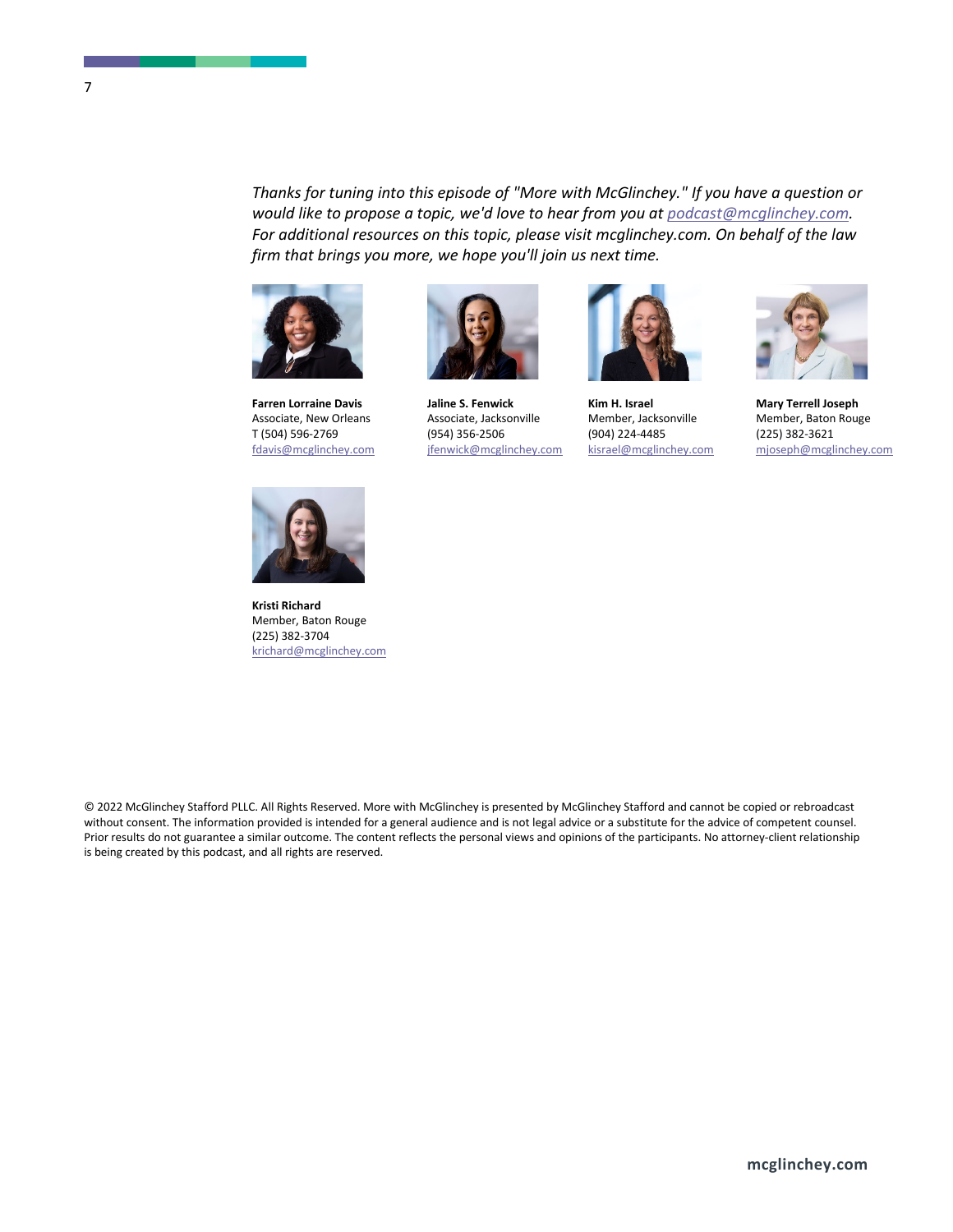*Thanks for tuning into this episode of "More with McGlinchey." If you have a question or would like to propose a topic, we'd love to hear from you at podcast@mcglinchey.com. For additional resources on this topic, please visit mcglinchey.com. On behalf of the law firm that brings you more, we hope you'll join us next time.*

**Farren Lorraine Davis**
Associate, New Orleans
T (504) 596-2769
fdavis@mcglinchey.com

**Jaline S. Fenwick**
Associate, Jacksonville
(954) 356-2506
jfenwick@mcglinchey.com

**Kim H. Israel**
Member, Jacksonville
(904) 224-4485
kisrael@mcglinchey.com

**Mary Terrell Joseph**
Member, Baton Rouge
(225) 382-3621
mjoseph@mcglinchey.com

**Kristi Richard**
Member, Baton Rouge
(225) 382-3704
krichard@mcglinchey.com

© 2022 McGlinchey Stafford PLLC. All Rights Reserved. More with McGlinchey is presented by McGlinchey Stafford and cannot be copied or rebroadcast without consent. The information provided is intended for a general audience and is not legal advice or a substitute for the advice of competent counsel. Prior results do not guarantee a similar outcome. The content reflects the personal views and opinions of the participants. No attorney-client relationship is being created by this podcast, and all rights are reserved.